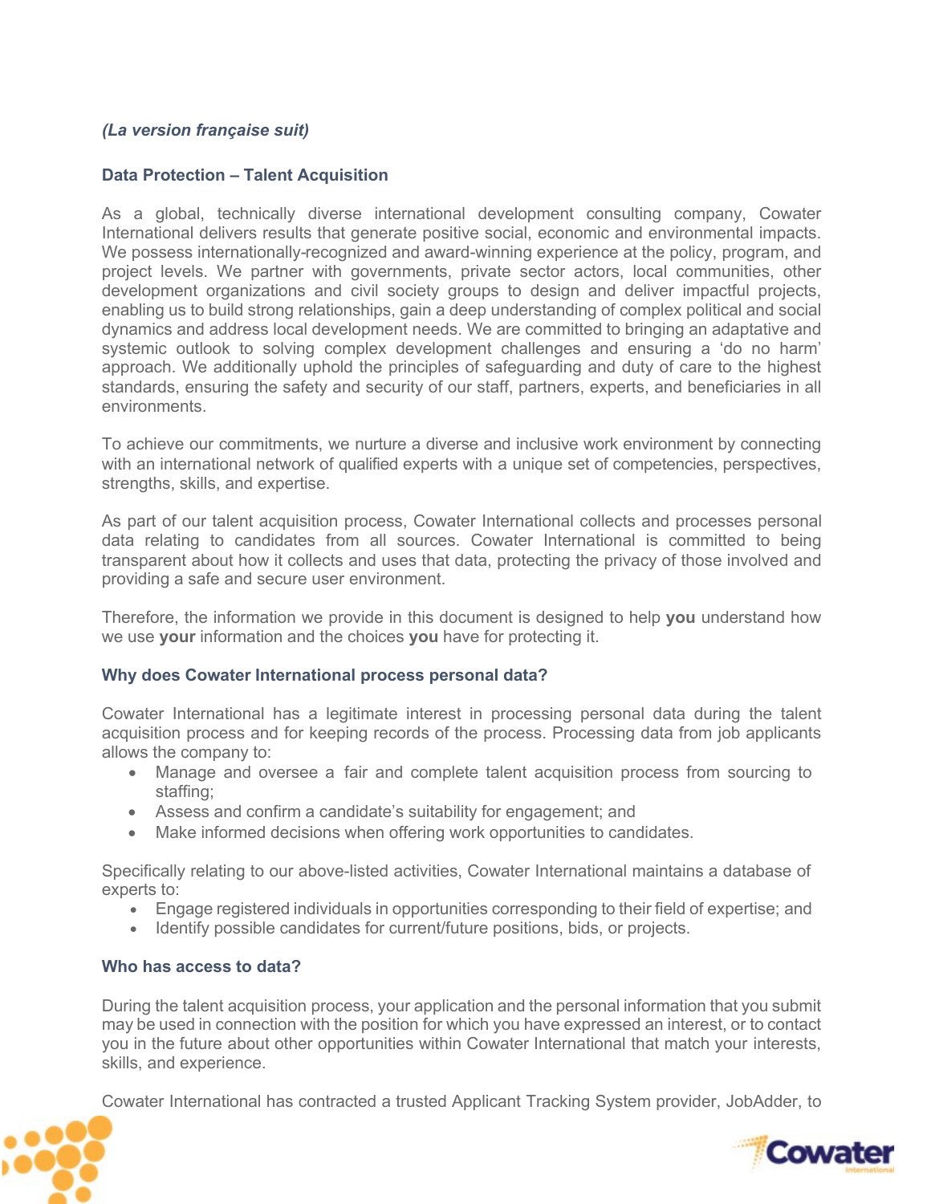*(La version française suit)*

## Data Protection – Talent Acquisition

As a global, technically diverse international development consulting company, Cowater International delivers results that generate positive social, economic and environmental impacts. We possess internationally-recognized and award-winning experience at the policy, program, and project levels. We partner with governments, private sector actors, local communities, other development organizations and civil society groups to design and deliver impactful projects, enabling us to build strong relationships, gain a deep understanding of complex political and social dynamics and address local development needs. We are committed to bringing an adaptative and systemic outlook to solving complex development challenges and ensuring a 'do no harm' approach. We additionally uphold the principles of safeguarding and duty of care to the highest standards, ensuring the safety and security of our staff, partners, experts, and beneficiaries in all environments.

To achieve our commitments, we nurture a diverse and inclusive work environment by connecting with an international network of qualified experts with a unique set of competencies, perspectives, strengths, skills, and expertise.

As part of our talent acquisition process, Cowater International collects and processes personal data relating to candidates from all sources. Cowater International is committed to being transparent about how it collects and uses that data, protecting the privacy of those involved and providing a safe and secure user environment.

Therefore, the information we provide in this document is designed to help **you** understand how we use **your** information and the choices **you** have for protecting it.

### Why does Cowater International process personal data?

Cowater International has a legitimate interest in processing personal data during the talent acquisition process and for keeping records of the process. Processing data from job applicants allows the company to:

- Manage and oversee a fair and complete talent acquisition process from sourcing to staffing;
- Assess and confirm a candidate's suitability for engagement; and
- Make informed decisions when offering work opportunities to candidates.

Specifically relating to our above-listed activities, Cowater International maintains a database of experts to:

- Engage registered individuals in opportunities corresponding to their field of expertise; and
- Identify possible candidates for current/future positions, bids, or projects.

### Who has access to data?

During the talent acquisition process, your application and the personal information that you submit may be used in connection with the position for which you have expressed an interest, or to contact you in the future about other opportunities within Cowater International that match your interests, skills, and experience.

Cowater International has contracted a trusted Applicant Tracking System provider, JobAdder, to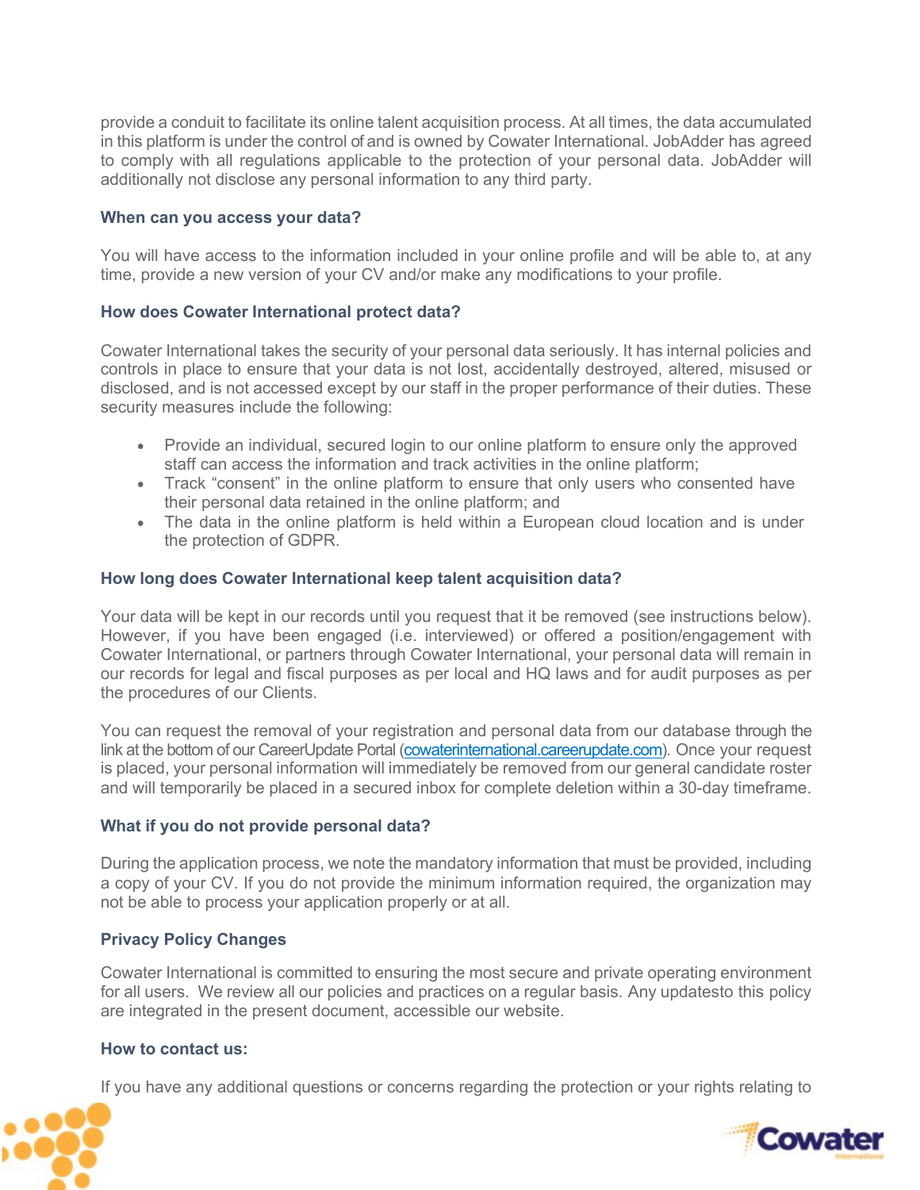provide a conduit to facilitate its online talent acquisition process. At all times, the data accumulated in this platform is under the control of and is owned by Cowater International. JobAdder has agreed to comply with all regulations applicable to the protection of your personal data. JobAdder will additionally not disclose any personal information to any third party.

### When can you access your data?

You will have access to the information included in your online profile and will be able to, at any time, provide a new version of your CV and/or make any modifications to your profile.

### How does Cowater International protect data?

Cowater International takes the security of your personal data seriously. It has internal policies and controls in place to ensure that your data is not lost, accidentally destroyed, altered, misused or disclosed, and is not accessed except by our staff in the proper performance of their duties. These security measures include the following:

- Provide an individual, secured login to our online platform to ensure only the approved staff can access the information and track activities in the online platform;
- Track "consent" in the online platform to ensure that only users who consented have their personal data retained in the online platform; and
- The data in the online platform is held within a European cloud location and is under the protection of GDPR.

### How long does Cowater International keep talent acquisition data?

Your data will be kept in our records until you request that it be removed (see instructions below). However, if you have been engaged (i.e. interviewed) or offered a position/engagement with Cowater International, or partners through Cowater International, your personal data will remain in our records for legal and fiscal purposes as per local and HQ laws and for audit purposes as per the procedures of our Clients.

You can request the removal of your registration and personal data from our database through the link at the bottom of our CareerUpdate Portal (cowaterinternational.careerupdate.com). Once your request is placed, your personal information will immediately be removed from our general candidate roster and will temporarily be placed in a secured inbox for complete deletion within a 30-day timeframe.

### What if you do not provide personal data?

During the application process, we note the mandatory information that must be provided, including a copy of your CV. If you do not provide the minimum information required, the organization may not be able to process your application properly or at all.

### Privacy Policy Changes

Cowater International is committed to ensuring the most secure and private operating environment for all users. We review all our policies and practices on a regular basis. Any updatesto this policy are integrated in the present document, accessible our website.

### How to contact us:

If you have any additional questions or concerns regarding the protection or your rights relating to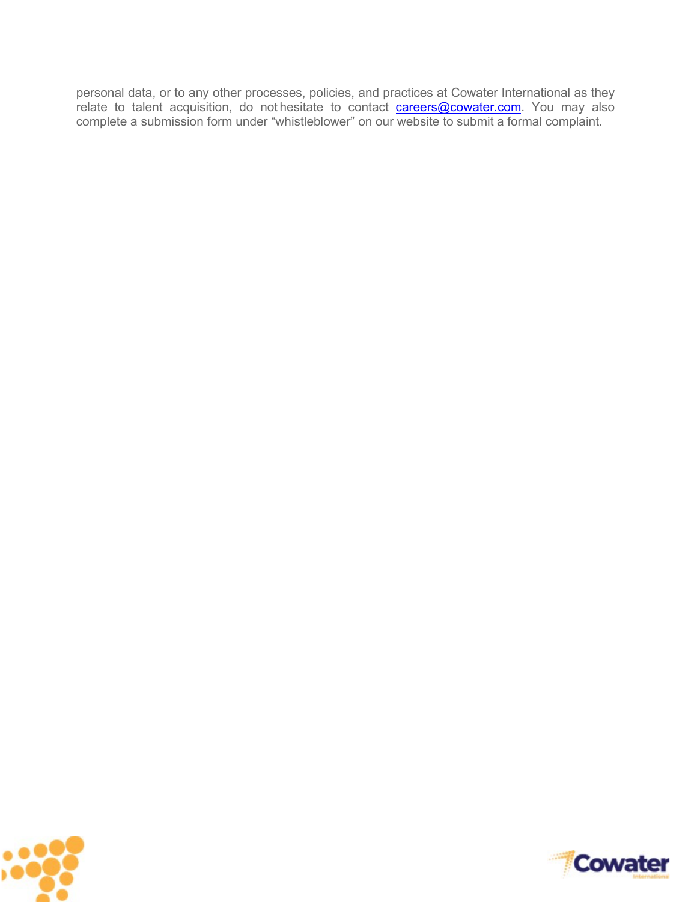personal data, or to any other processes, policies, and practices at Cowater International as they relate to talent acquisition, do not hesitate to contact [careers@cowater.com](mailto:careers@cowater.com). You may also complete a submission form under "whistleblower" on our website to submit a formal complaint.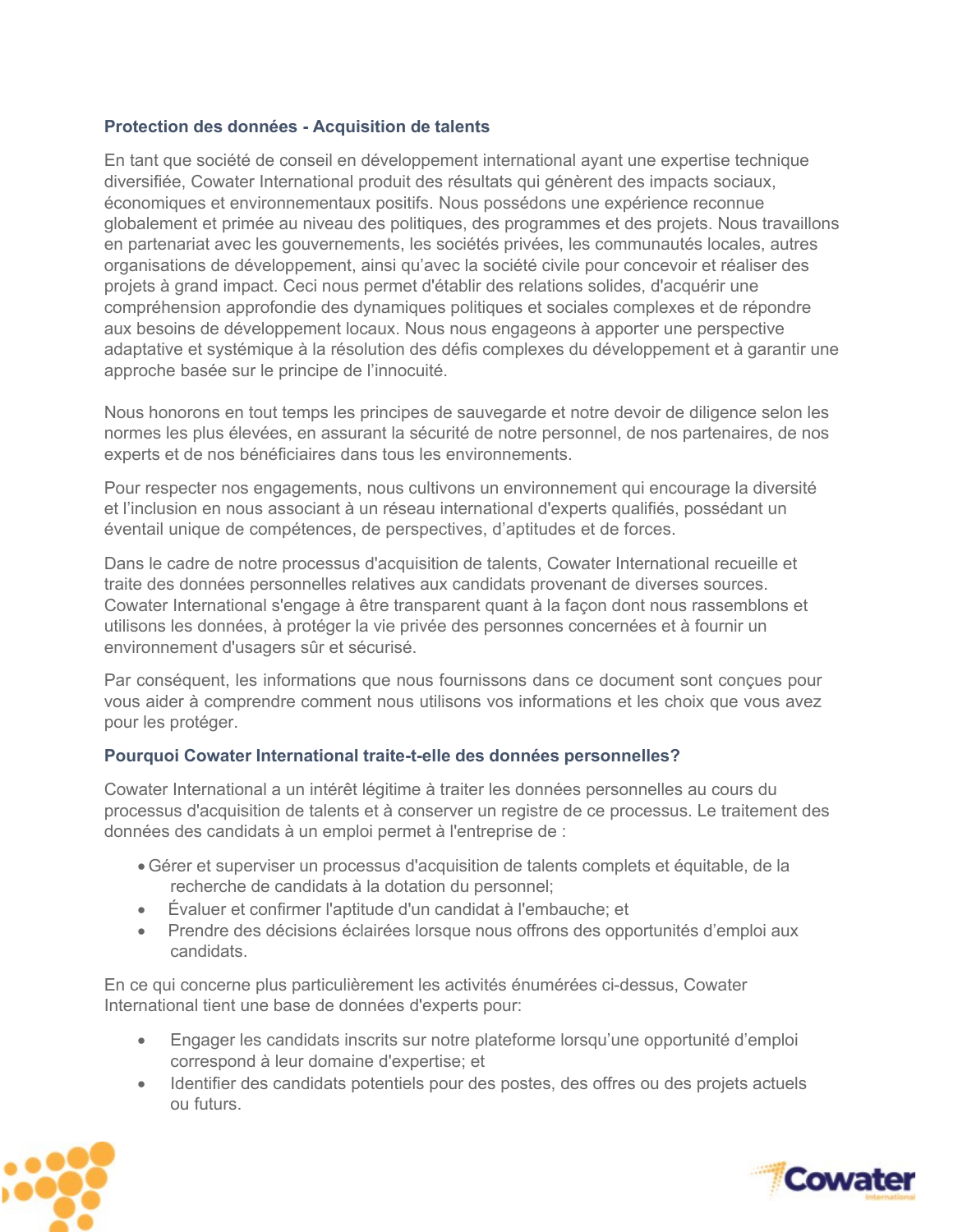### Protection des données - Acquisition de talents

En tant que société de conseil en développement international ayant une expertise technique diversifiée, Cowater International produit des résultats qui génèrent des impacts sociaux, économiques et environnementaux positifs. Nous possédons une expérience reconnue globalement et primée au niveau des politiques, des programmes et des projets. Nous travaillons en partenariat avec les gouvernements, les sociétés privées, les communautés locales, autres organisations de développement, ainsi qu'avec la société civile pour concevoir et réaliser des projets à grand impact. Ceci nous permet d'établir des relations solides, d'acquérir une compréhension approfondie des dynamiques politiques et sociales complexes et de répondre aux besoins de développement locaux. Nous nous engageons à apporter une perspective adaptative et systémique à la résolution des défis complexes du développement et à garantir une approche basée sur le principe de l'innocuité.

Nous honorons en tout temps les principes de sauvegarde et notre devoir de diligence selon les normes les plus élevées, en assurant la sécurité de notre personnel, de nos partenaires, de nos experts et de nos bénéficiaires dans tous les environnements.

Pour respecter nos engagements, nous cultivons un environnement qui encourage la diversité et l'inclusion en nous associant à un réseau international d'experts qualifiés, possédant un éventail unique de compétences, de perspectives, d'aptitudes et de forces.

Dans le cadre de notre processus d'acquisition de talents, Cowater International recueille et traite des données personnelles relatives aux candidats provenant de diverses sources. Cowater International s'engage à être transparent quant à la façon dont nous rassemblons et utilisons les données, à protéger la vie privée des personnes concernées et à fournir un environnement d'usagers sûr et sécurisé.

Par conséquent, les informations que nous fournissons dans ce document sont conçues pour vous aider à comprendre comment nous utilisons vos informations et les choix que vous avez pour les protéger.

### Pourquoi Cowater International traite-t-elle des données personnelles?

Cowater International a un intérêt légitime à traiter les données personnelles au cours du processus d'acquisition de talents et à conserver un registre de ce processus. Le traitement des données des candidats à un emploi permet à l'entreprise de :

- Gérer et superviser un processus d'acquisition de talents complets et équitable, de la recherche de candidats à la dotation du personnel;
- Évaluer et confirmer l'aptitude d'un candidat à l'embauche; et
- Prendre des décisions éclairées lorsque nous offrons des opportunités d'emploi aux candidats.

En ce qui concerne plus particulièrement les activités énumérées ci-dessus, Cowater International tient une base de données d'experts pour:

- Engager les candidats inscrits sur notre plateforme lorsqu'une opportunité d'emploi correspond à leur domaine d'expertise; et
- Identifier des candidats potentiels pour des postes, des offres ou des projets actuels ou futurs.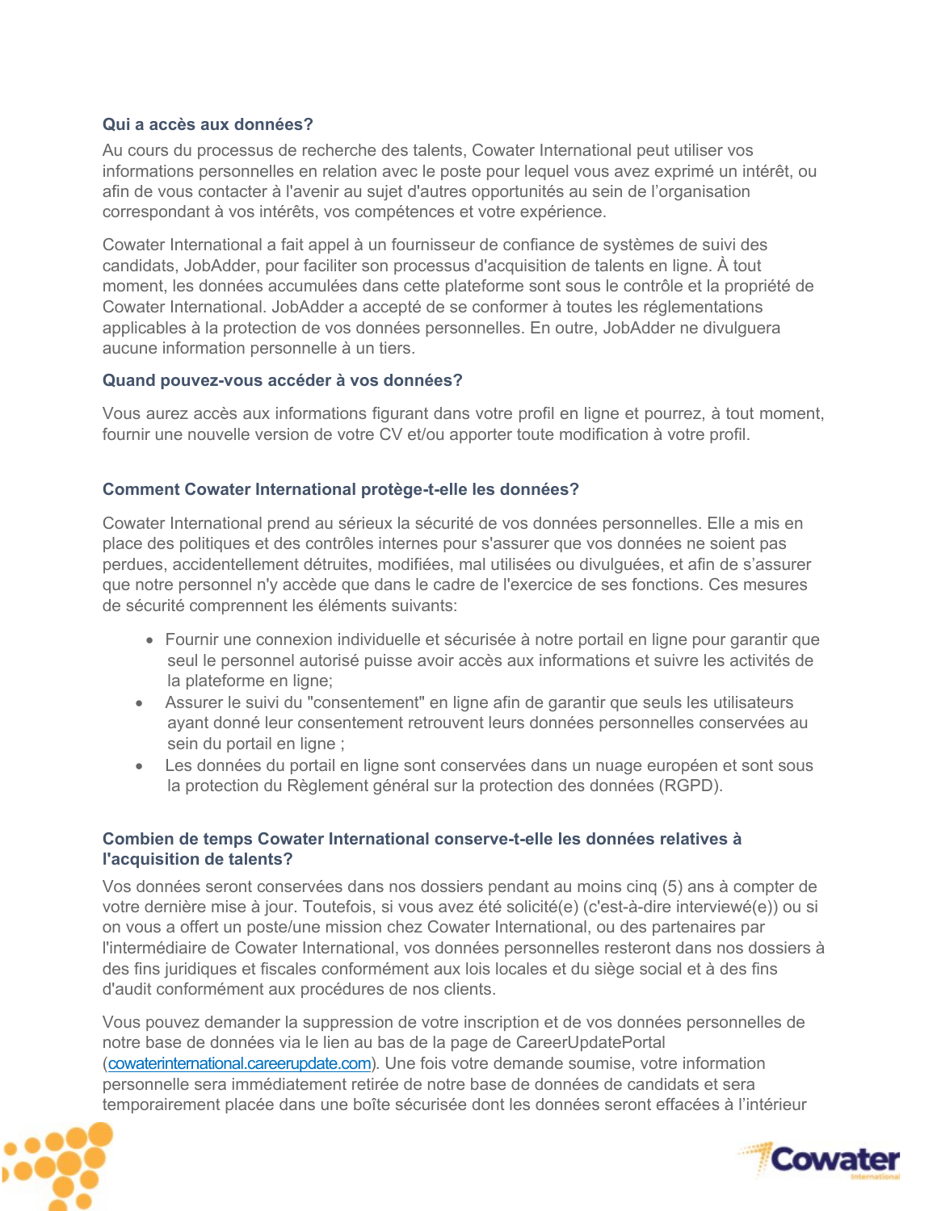### Qui a accès aux données?

Au cours du processus de recherche des talents, Cowater International peut utiliser vos informations personnelles en relation avec le poste pour lequel vous avez exprimé un intérêt, ou afin de vous contacter à l'avenir au sujet d'autres opportunités au sein de l'organisation correspondant à vos intérêts, vos compétences et votre expérience.

Cowater International a fait appel à un fournisseur de confiance de systèmes de suivi des candidats, JobAdder, pour faciliter son processus d'acquisition de talents en ligne. À tout moment, les données accumulées dans cette plateforme sont sous le contrôle et la propriété de Cowater International. JobAdder a accepté de se conformer à toutes les réglementations applicables à la protection de vos données personnelles. En outre, JobAdder ne divulguera aucune information personnelle à un tiers.

### Quand pouvez-vous accéder à vos données?

Vous aurez accès aux informations figurant dans votre profil en ligne et pourrez, à tout moment, fournir une nouvelle version de votre CV et/ou apporter toute modification à votre profil.

### Comment Cowater International protège-t-elle les données?

Cowater International prend au sérieux la sécurité de vos données personnelles. Elle a mis en place des politiques et des contrôles internes pour s'assurer que vos données ne soient pas perdues, accidentellement détruites, modifiées, mal utilisées ou divulguées, et afin de s'assurer que notre personnel n'y accède que dans le cadre de l'exercice de ses fonctions. Ces mesures de sécurité comprennent les éléments suivants:

- Fournir une connexion individuelle et sécurisée à notre portail en ligne pour garantir que seul le personnel autorisé puisse avoir accès aux informations et suivre les activités de la plateforme en ligne;
- Assurer le suivi du "consentement" en ligne afin de garantir que seuls les utilisateurs ayant donné leur consentement retrouvent leurs données personnelles conservées au sein du portail en ligne ;
- Les données du portail en ligne sont conservées dans un nuage européen et sont sous la protection du Règlement général sur la protection des données (RGPD).

### Combien de temps Cowater International conserve-t-elle les données relatives à l'acquisition de talents?

Vos données seront conservées dans nos dossiers pendant au moins cinq (5) ans à compter de votre dernière mise à jour. Toutefois, si vous avez été solicité(e) (c'est-à-dire interviewé(e)) ou si on vous a offert un poste/une mission chez Cowater International, ou des partenaires par l'intermédiaire de Cowater International, vos données personnelles resteront dans nos dossiers à des fins juridiques et fiscales conformément aux lois locales et du siège social et à des fins d'audit conformément aux procédures de nos clients.

Vous pouvez demander la suppression de votre inscription et de vos données personnelles de notre base de données via le lien au bas de la page de CareerUpdatePortal (cowaterinternational.careerupdate.com). Une fois votre demande soumise, votre information personnelle sera immédiatement retirée de notre base de données de candidats et sera temporairement placée dans une boîte sécurisée dont les données seront effacées à l'intérieur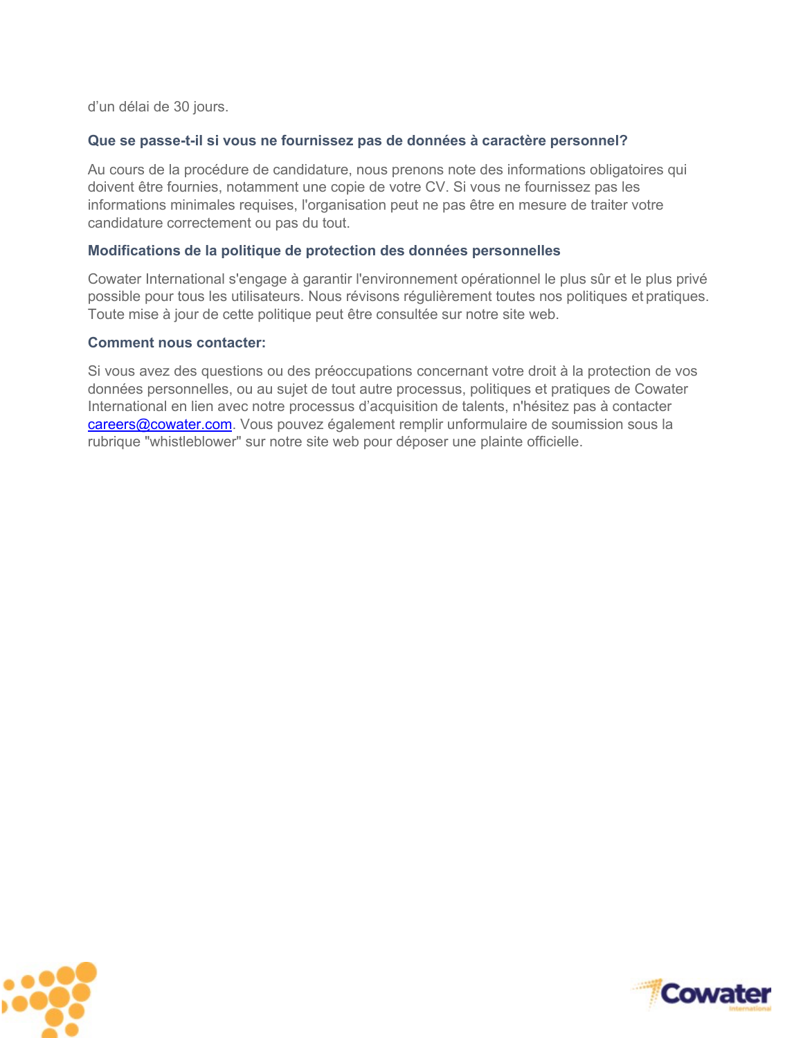d'un délai de 30 jours.

### Que se passe-t-il si vous ne fournissez pas de données à caractère personnel?

Au cours de la procédure de candidature, nous prenons note des informations obligatoires qui doivent être fournies, notamment une copie de votre CV. Si vous ne fournissez pas les informations minimales requises, l'organisation peut ne pas être en mesure de traiter votre candidature correctement ou pas du tout.

### Modifications de la politique de protection des données personnelles

Cowater International s'engage à garantir l'environnement opérationnel le plus sûr et le plus privé possible pour tous les utilisateurs. Nous révisons régulièrement toutes nos politiques et pratiques. Toute mise à jour de cette politique peut être consultée sur notre site web.

### Comment nous contacter:

Si vous avez des questions ou des préoccupations concernant votre droit à la protection de vos données personnelles, ou au sujet de tout autre processus, politiques et pratiques de Cowater International en lien avec notre processus d'acquisition de talents, n'hésitez pas à contacter careers@cowater.com. Vous pouvez également remplir unformulaire de soumission sous la rubrique "whistleblower" sur notre site web pour déposer une plainte officielle.